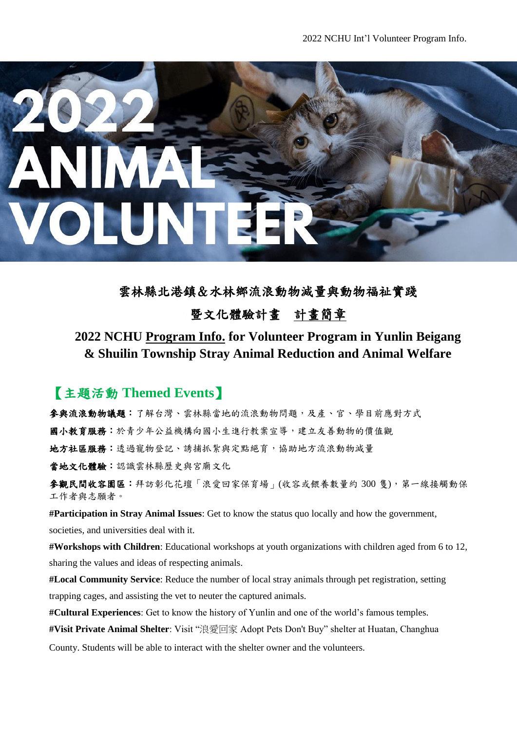# 2022 ANIMAL VOLUNTEER

## 雲林縣北港鎮&水林鄉流浪動物減量與動物福祉實踐

## 暨文化體驗計畫　計畫簡章

## 2022 NCHU Program Info. for Volunteer Program in Yunlin Beigang & Shuilin Township Stray Animal Reduction and Animal Welfare

## 【主題活動 Themed Events】

**參與流浪動物議題**：了解台灣、雲林縣當地的流浪動物問題，及產、官、學目前應對方式

**國小教育服務**：於青少年公益機構向國小生進行教案宣導，建立友善動物的價值觀

**地方社區服務**：透過寵物登記、誘捕抓紮與定點絕育，協助地方流浪動物減量

**當地文化體驗**：認識雲林縣歷史與宮廟文化

**參觀民間收容園區**：拜訪彰化花壇「浪愛回家保育場」(收容或餵養數量約 300 隻)，第一線接觸動保工作者與志願者。

**#Participation in Stray Animal Issues**: Get to know the status quo locally and how the government, societies, and universities deal with it.

**#Workshops with Children**: Educational workshops at youth organizations with children aged from 6 to 12, sharing the values and ideas of respecting animals.

**#Local Community Service**: Reduce the number of local stray animals through pet registration, setting trapping cages, and assisting the vet to neuter the captured animals.

**#Cultural Experiences**: Get to know the history of Yunlin and one of the world's famous temples.

**#Visit Private Animal Shelter**: Visit "浪愛回家 Adopt Pets Don't Buy" shelter at Huatan, Changhua County. Students will be able to interact with the shelter owner and the volunteers.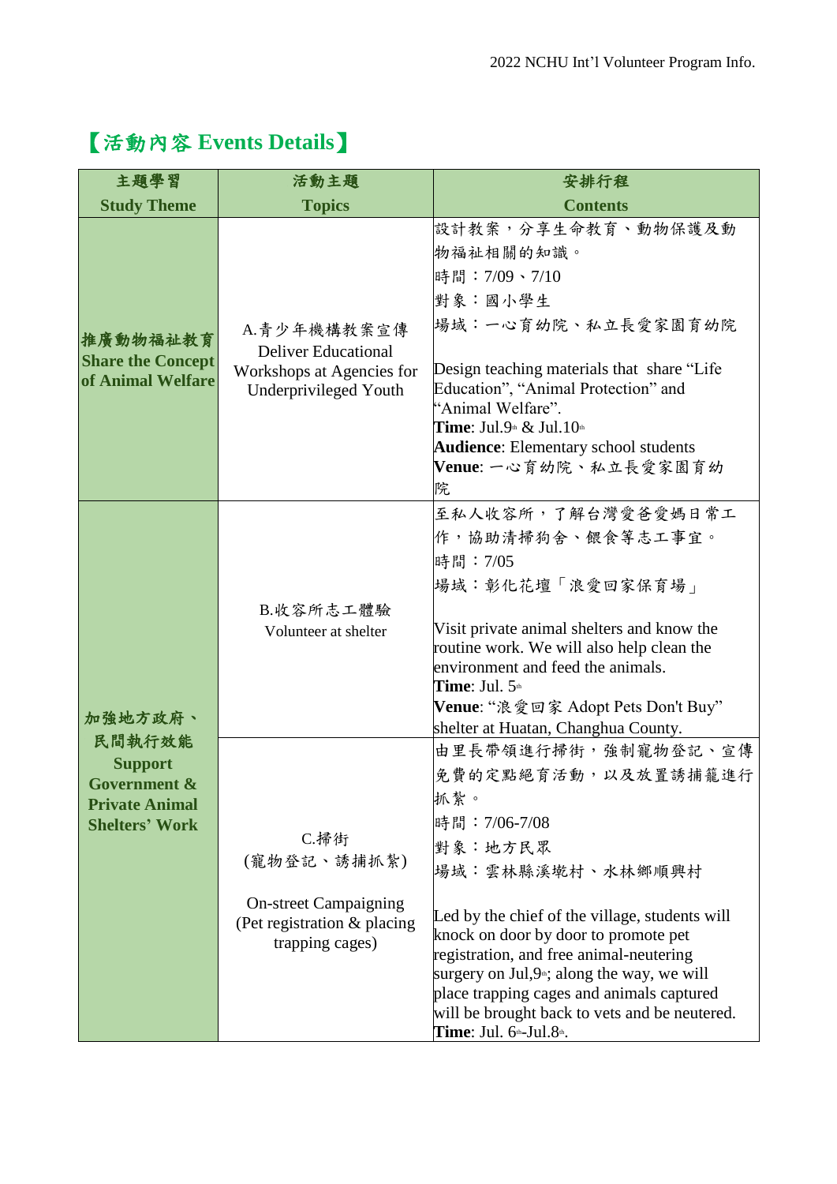## 【活動內容 Events Details】

| 主題學習<br>Study Theme | 活動主題<br>Topics | 安排行程<br>Contents |
|---|---|---|
| **推廣動物福祉教育**<br>**Share the Concept of Animal Welfare** | A.青少年機構教案宣傳<br>Deliver Educational Workshops at Agencies for Underprivileged Youth | 設計教案，分享生命教育、動物保護及動物福祉相關的知識。<br>時間：7/09、7/10<br>對象：國小學生<br>場域：一心育幼院、私立長愛家園育幼院<br><br>Design teaching materials that share “Life Education”, “Animal Protection” and “Animal Welfare”.<br>**Time**: Jul.9th & Jul.10th<br>**Audience**: Elementary school students<br>**Venue**: 一心育幼院、私立長愛家園育幼院 |
| **加強地方政府、民間執行效能**<br>**Support Government & Private Animal Shelters’ Work** | B.收容所志工體驗<br>Volunteer at shelter | 至私人收容所，了解台灣愛爸愛媽日常工作，協助清掃狗舍、餵食等志工事宜。<br>時間：7/05<br>場域：彰化花壇「浪愛回家保育場」<br><br>Visit private animal shelters and know the routine work. We will also help clean the environment and feed the animals.<br>**Time**: Jul. 5th<br>**Venue**: “浪愛回家 Adopt Pets Don't Buy” shelter at Huatan, Changhua County. |
| | C.掃街<br>(寵物登記、誘捕抓紮)<br><br>On-street Campaigning<br>(Pet registration & placing trapping cages) | 由里長帶領進行掃街，強制寵物登記、宣傳免費的定點絕育活動，以及放置誘捕籠進行抓紮。<br>時間：7/06-7/08<br>對象：地方民眾<br>場域：雲林縣溪崁村、水林鄉順興村<br><br>Led by the chief of the village, students will knock on door by door to promote pet registration, and free animal-neutering surgery on Jul,9th; along the way, we will place trapping cages and animals captured will be brought back to vets and be neutered.<br>**Time**: Jul. 6th-Jul.8th. |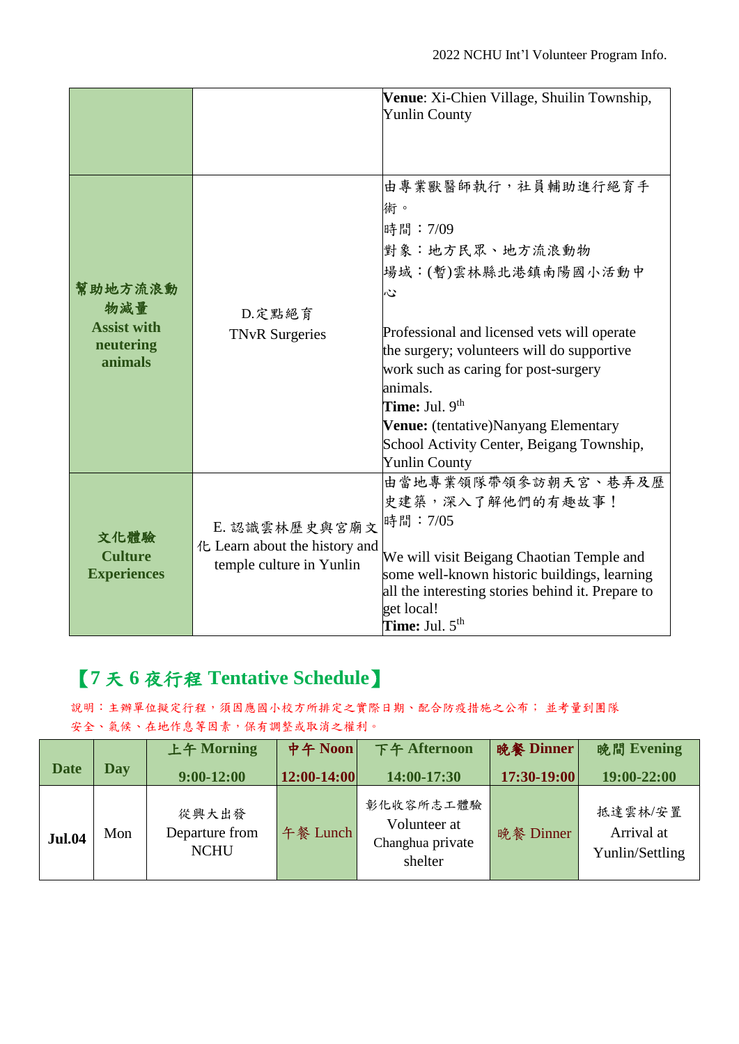| | | |
|---|---|---|
| | | **Venue**: Xi-Chien Village, Shuilin Township, Yunlin County |
| **幫助地方流浪動物減量 Assist with neutering animals** | D.定點絕育 TNvR Surgeries | 由專業獸醫師執行，社員輔助進行絕育手術。<br>時間：7/09<br>對象：地方民眾、地方流浪動物<br>場域：(暫)雲林縣北港鎮南陽國小活動中心<br><br>Professional and licensed vets will operate the surgery; volunteers will do supportive work such as caring for post-surgery animals.<br>**Time:** Jul. 9th<br>**Venue:** (tentative)Nanyang Elementary School Activity Center, Beigang Township, Yunlin County |
| **文化體驗 Culture Experiences** | E. 認識雲林歷史與宮廟文化 Learn about the history and temple culture in Yunlin | 由當地專業領隊帶領參訪朝天宮、巷弄及歷史建築，深入了解他們的有趣故事！<br>時間：7/05<br><br>We will visit Beigang Chaotian Temple and some well-known historic buildings, learning all the interesting stories behind it. Prepare to get local!<br>**Time:** Jul. 5th |

## 【7 天 6 夜行程 Tentative Schedule】

說明：主辦單位擬定行程，須因應國小校方所排定之實際日期、配合防疫措施之公布； 並考量到團隊安全、氣候、在地作息等因素，保有調整或取消之權利。

| Date | Day | 上午 Morning<br>9:00-12:00 | 中午 Noon<br>12:00-14:00 | 下午 Afternoon<br>14:00-17:30 | 晚餐 Dinner<br>17:30-19:00 | 晚間 Evening<br>19:00-22:00 |
|---|---|---|---|---|---|---|
| **Jul.04** | Mon | 從興大出發 Departure from NCHU | 午餐 Lunch | 彰化收容所志工體驗 Volunteer at Changhua private shelter | 晚餐 Dinner | 抵達雲林/安置 Arrival at Yunlin/Settling |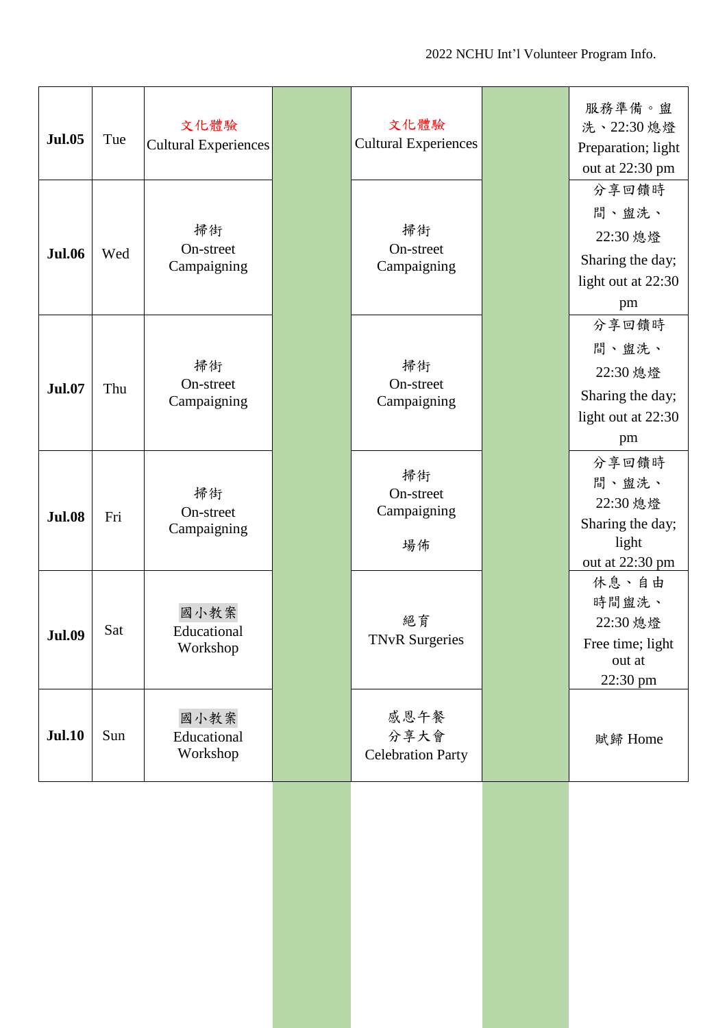| Jul.05 | Tue | 文化體驗 Cultural Experiences | | 文化體驗 Cultural Experiences | | 服務準備。盥洗、22:30 熄燈 Preparation; light out at 22:30 pm |
|---|---|---|---|---|---|---|
| **Jul.06** | Wed | 掃街 On-street Campaigning | | 掃街 On-street Campaigning | | 分享回饋時間、盥洗、22:30 熄燈 Sharing the day; light out at 22:30 pm |
| **Jul.07** | Thu | 掃街 On-street Campaigning | | 掃街 On-street Campaigning | | 分享回饋時間、盥洗、22:30 熄燈 Sharing the day; light out at 22:30 pm |
| **Jul.08** | Fri | 掃街 On-street Campaigning | | 掃街 On-street Campaigning 場佈 | | 分享回饋時間、盥洗、22:30 熄燈 Sharing the day; light out at 22:30 pm |
| **Jul.09** | Sat | 國小教案 Educational Workshop | | 絕育 TNvR Surgeries | | 休息、自由時間盥洗、22:30 熄燈 Free time; light out at 22:30 pm |
| **Jul.10** | Sun | 國小教案 Educational Workshop | | 感恩午餐 分享大會 Celebration Party | | 賦歸 Home |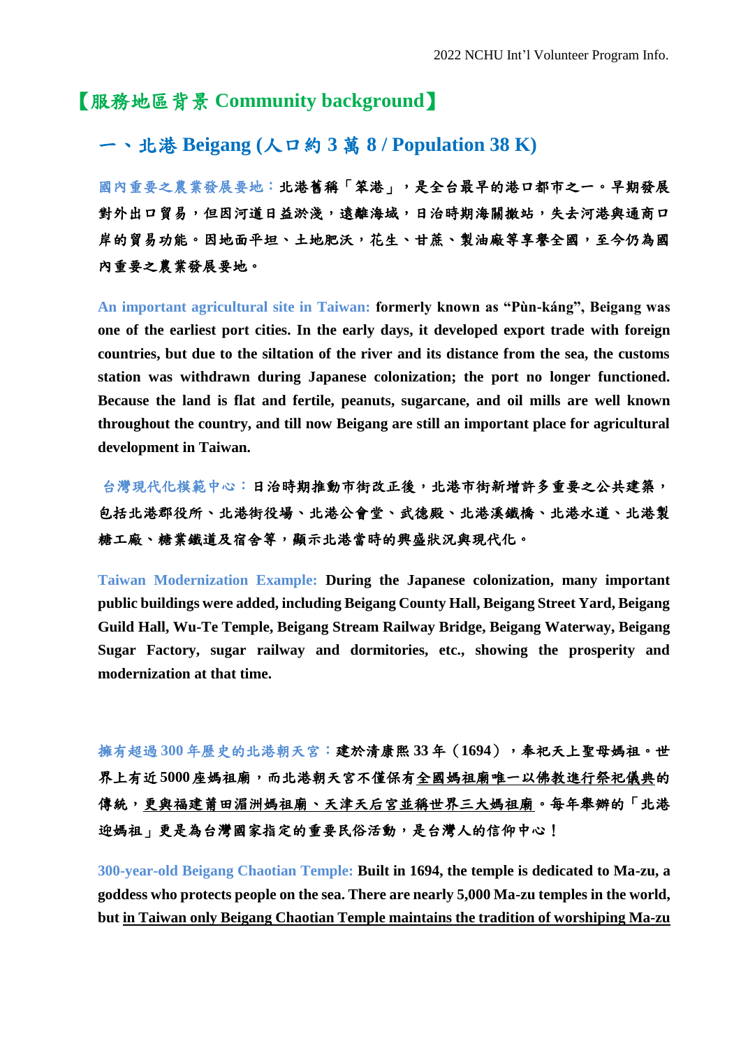## 【服務地區背景 Community background】

### 一、北港 Beigang (人口約 3 萬 8 / Population 38 K)

**國內重要之農業發展要地：北港舊稱「笨港」，是全台最早的港口都市之一。早期發展對外出口貿易，但因河道日益淤淺，遠離海域，日治時期海關撤站，失去河港與通商口岸的貿易功能。因地面平坦、土地肥沃，花生、甘蔗、製油廠等享譽全國，至今仍為國內重要之農業發展要地。**

**An important agricultural site in Taiwan: formerly known as "Pùn-káng", Beigang was one of the earliest port cities. In the early days, it developed export trade with foreign countries, but due to the siltation of the river and its distance from the sea, the customs station was withdrawn during Japanese colonization; the port no longer functioned. Because the land is flat and fertile, peanuts, sugarcane, and oil mills are well known throughout the country, and till now Beigang are still an important place for agricultural development in Taiwan.**

**台灣現代化模範中心：日治時期推動市街改正後，北港市街新增許多重要之公共建築，包括北港郡役所、北港街役場、北港公會堂、武德殿、北港溪鐵橋、北港水道、北港製糖工廠、糖業鐵道及宿舍等，顯示北港當時的興盛狀況與現代化。**

**Taiwan Modernization Example: During the Japanese colonization, many important public buildings were added, including Beigang County Hall, Beigang Street Yard, Beigang Guild Hall, Wu-Te Temple, Beigang Stream Railway Bridge, Beigang Waterway, Beigang Sugar Factory, sugar railway and dormitories, etc., showing the prosperity and modernization at that time.**

**擁有超過 300 年歷史的北港朝天宮：建於清康熙 33 年（1694），奉祀天上聖母媽祖。世界上有近 5000 座媽祖廟，而北港朝天宮不僅保有<u>全國媽祖廟唯一以佛教進行祭祀儀典</u>的傳統，<u>更與福建莆田湄洲媽祖廟、天津天后宮並稱世界三大媽祖廟</u>。每年舉辦的「北港迎媽祖」更是為台灣國家指定的重要民俗活動，是台灣人的信仰中心！**

**300-year-old Beigang Chaotian Temple: Built in 1694, the temple is dedicated to Ma-zu, a goddess who protects people on the sea. There are nearly 5,000 Ma-zu temples in the world, but <u>in Taiwan only Beigang Chaotian Temple maintains the tradition of worshiping Ma-zu</u>**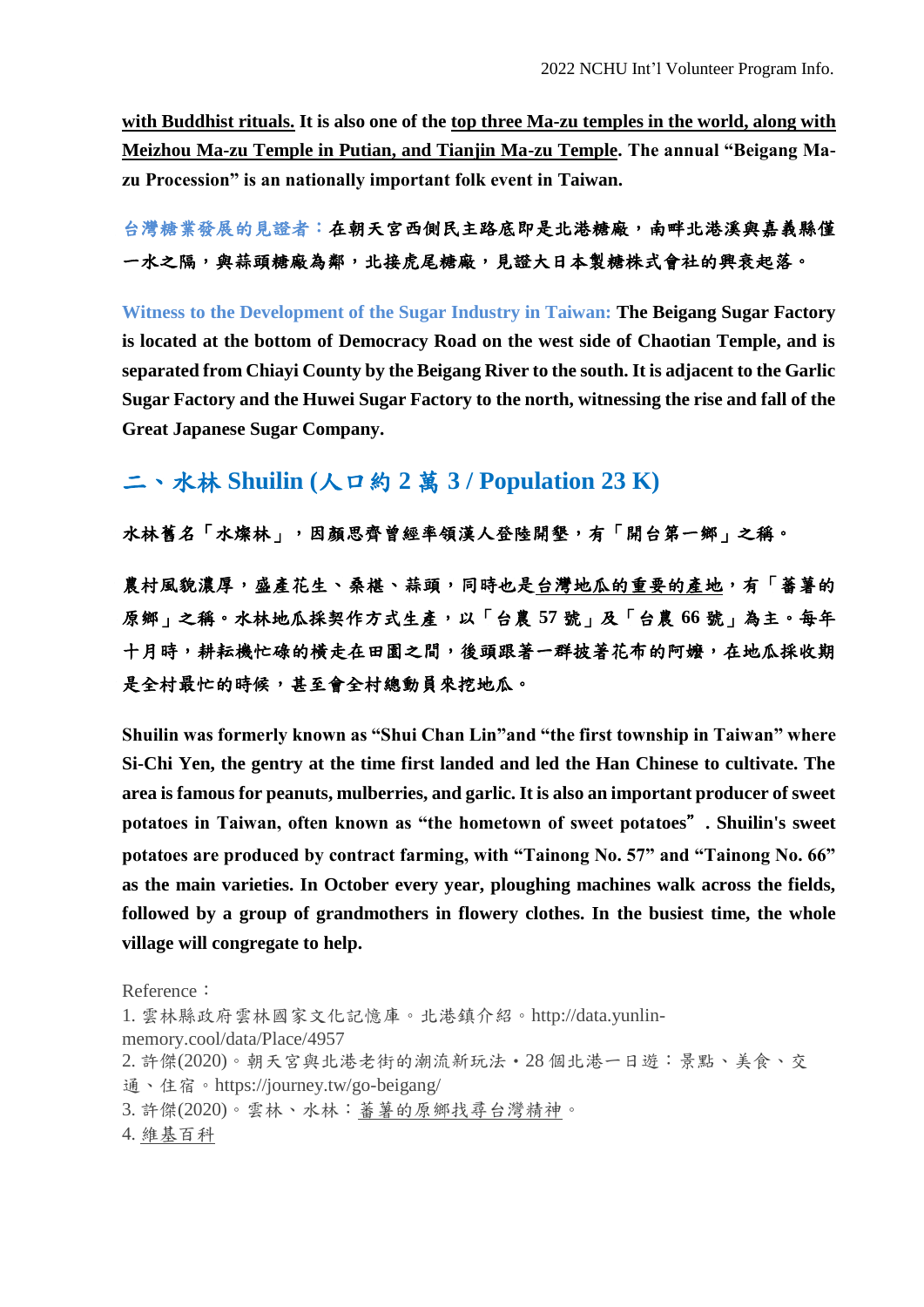**<u>with Buddhist rituals.</u> It is also one of the <u>top three Ma-zu temples in the world, along with Meizhou Ma-zu Temple in Putian, and Tianjin Ma-zu Temple</u>. The annual "Beigang Ma-zu Procession" is an nationally important folk event in Taiwan.**

**台灣糖業發展的見證者：在朝天宮西側民主路底即是北港糖廠，南畔北港溪與嘉義縣僅一水之隔，與蒜頭糖廠為鄰，北接虎尾糖廠，見證大日本製糖株式會社的興衰起落。**

**Witness to the Development of the Sugar Industry in Taiwan: The Beigang Sugar Factory is located at the bottom of Democracy Road on the west side of Chaotian Temple, and is separated from Chiayi County by the Beigang River to the south. It is adjacent to the Garlic Sugar Factory and the Huwei Sugar Factory to the north, witnessing the rise and fall of the Great Japanese Sugar Company.**

## 二、水林 Shuilin (人口約 2 萬 3 / Population 23 K)

**水林舊名「水燦林」，因顏思齊曾經率領漢人登陸開墾，有「開台第一鄉」之稱。**

**農村風貌濃厚，盛產花生、桑椹、蒜頭，同時也是<u>台灣地瓜的重要的產地</u>，有「蕃薯的原鄉」之稱。水林地瓜採契作方式生產，以「台農 57 號」及「台農 66 號」為主。每年十月時，耕耘機忙碌的橫走在田園之間，後頭跟著一群披著花布的阿嬤，在地瓜採收期是全村最忙的時候，甚至會全村總動員來挖地瓜。**

**Shuilin was formerly known as "Shui Chan Lin"and "the first township in Taiwan" where Si-Chi Yen, the gentry at the time first landed and led the Han Chinese to cultivate. The area is famous for peanuts, mulberries, and garlic. It is also an important producer of sweet potatoes in Taiwan, often known as "the hometown of sweet potatoes". Shuilin's sweet potatoes are produced by contract farming, with "Tainong No. 57" and "Tainong No. 66" as the main varieties. In October every year, ploughing machines walk across the fields, followed by a group of grandmothers in flowery clothes. In the busiest time, the whole village will congregate to help.**

Reference：

1. 雲林縣政府雲林國家文化記憶庫。北港鎮介紹。http://data.yunlin-memory.cool/data/Place/4957
2. 許傑(2020)。朝天宮與北港老街的潮流新玩法・28 個北港一日遊：景點、美食、交通、住宿。https://journey.tw/go-beigang/
3. 許傑(2020)。雲林、水林：<u>蕃薯的原鄉找尋台灣精神</u>。
4. <u>維基百科</u>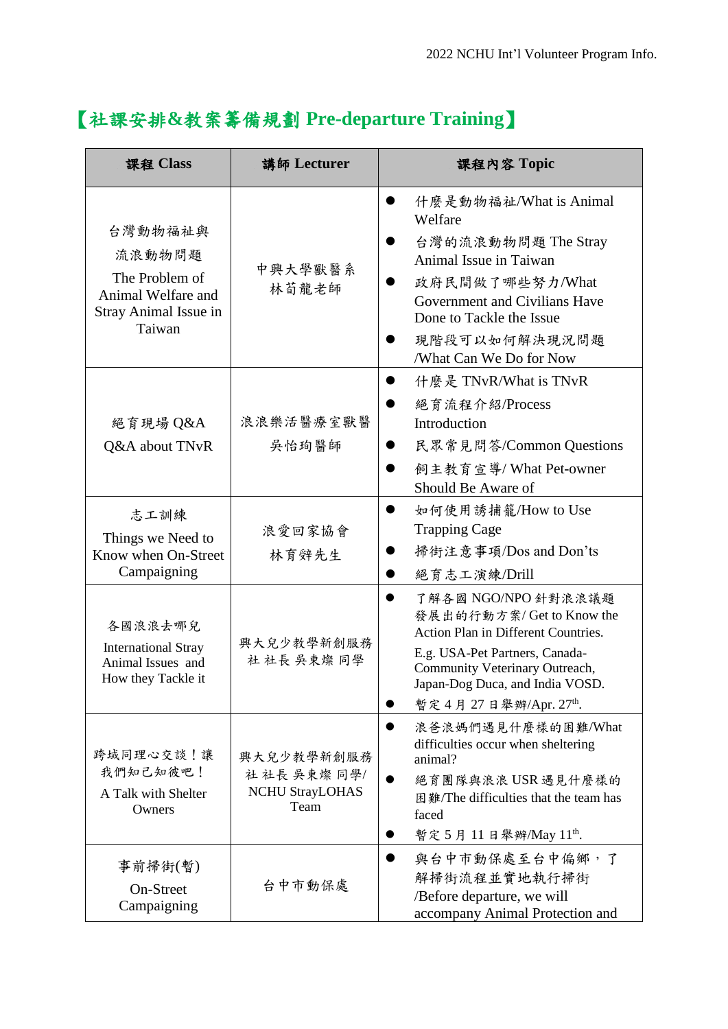## 【社課安排&教案籌備規劃 Pre-departure Training】

| 課程 Class | 講師 Lecturer | 課程內容 Topic |
|---|---|---|
| 台灣動物福祉與流浪動物問題<br>The Problem of Animal Welfare and Stray Animal Issue in Taiwan | 中興大學獸醫系<br>林荀龍老師 | ● 什麼是動物福祉/What is Animal Welfare<br>● 台灣的流浪動物問題 The Stray Animal Issue in Taiwan<br>● 政府民間做了哪些努力/What Government and Civilians Have Done to Tackle the Issue<br>● 現階段可以如何解決現況問題/What Can We Do for Now |
| 絕育現場 Q&A<br>Q&A about TNvR | 浪浪樂活醫療室獸醫<br>吳怡珣醫師 | ● 什麼是 TNvR/What is TNvR<br>● 絕育流程介紹/Process Introduction<br>● 民眾常見問答/Common Questions<br>● 飼主教育宣導/ What Pet-owner Should Be Aware of |
| 志工訓練<br>Things we Need to Know when On-Street Campaigning | 浪愛回家協會<br>林育舜先生 | ● 如何使用誘捕籠/How to Use Trapping Cage<br>● 掃街注意事項/Dos and Don'ts<br>● 絕育志工演練/Drill |
| 各國浪浪去哪兒<br>International Stray Animal Issues and How they Tackle it | 興大兒少教學新創服務社 社長 吳東燦 同學 | ● 了解各國 NGO/NPO 針對浪浪議題發展出的行動方案/ Get to Know the Action Plan in Different Countries.<br>E.g. USA-Pet Partners, Canada-Community Veterinary Outreach, Japan-Dog Duca, and India VOSD.<br>● 暫定 4 月 27 日舉辦/Apr. 27th. |
| 跨域同理心交談！讓我們知己知彼吧！<br>A Talk with Shelter Owners | 興大兒少教學新創服務社 社長 吳東燦 同學/ NCHU StrayLOHAS Team | ● 浪爸浪媽們遇見什麼樣的困難/What difficulties occur when sheltering animal?<br>● 絕育團隊與浪浪 USR 遇見什麼樣的困難/The difficulties that the team has faced<br>● 暫定 5 月 11 日舉辦/May 11th. |
| 事前掃街(暫)<br>On-Street Campaigning | 台中市動保處 | ● 與台中市動保處至台中偏鄉，了解掃街流程並實地執行掃街/Before departure, we will accompany Animal Protection and |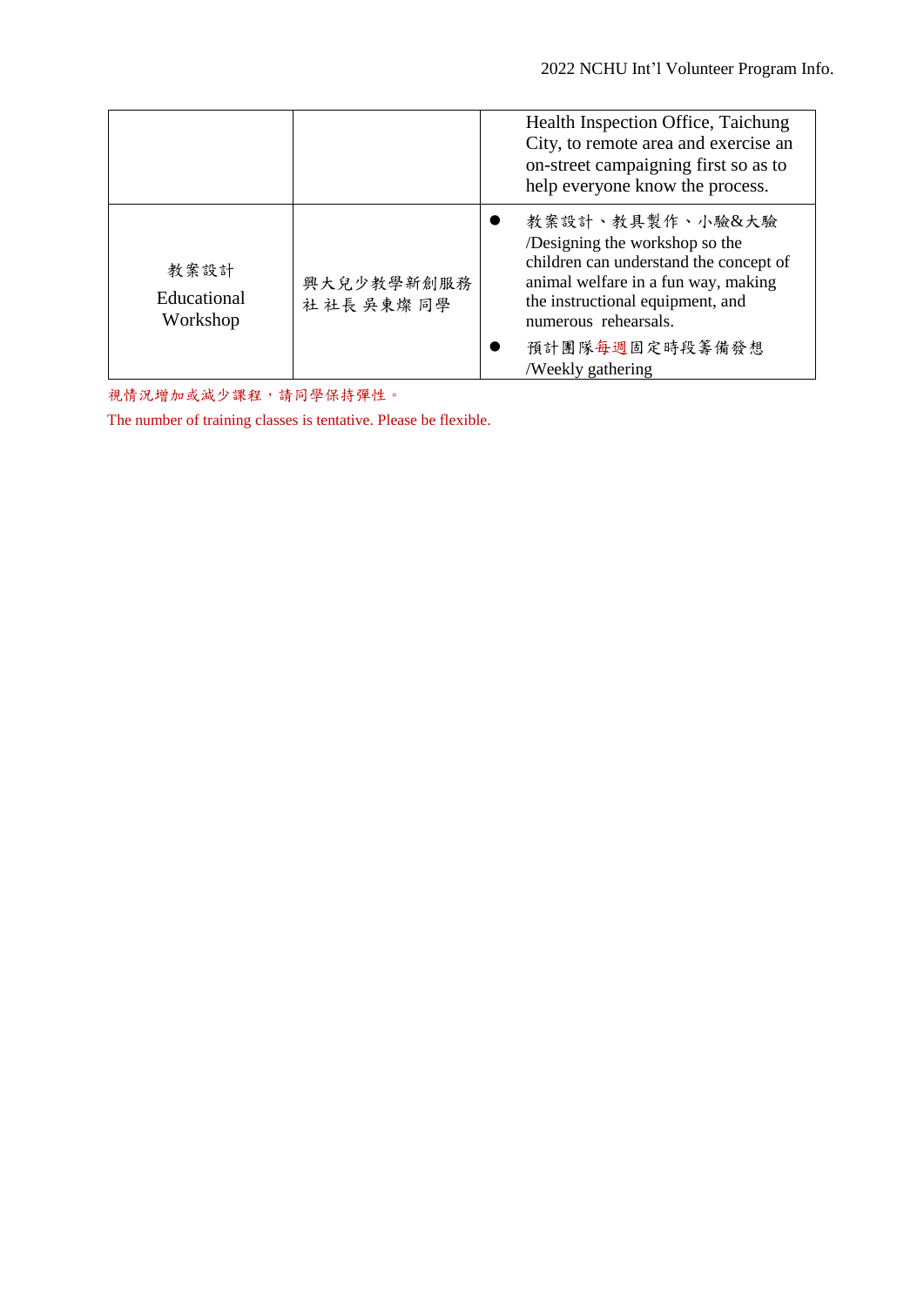| | | |
|---|---|---|
| | | Health Inspection Office, Taichung City, to remote area and exercise an on-street campaigning first so as to help everyone know the process. |
| 教案設計<br>Educational Workshop | 興大兒少教學新創服務社 社長 吳東燦 同學 | ● 教案設計、教具製作、小驗&大驗 /Designing the workshop so the children can understand the concept of animal welfare in a fun way, making the instructional equipment, and numerous rehearsals.<br>● 預計團隊每週固定時段籌備發想 /Weekly gathering |

視情況增加或減少課程，請同學保持彈性。

The number of training classes is tentative. Please be flexible.